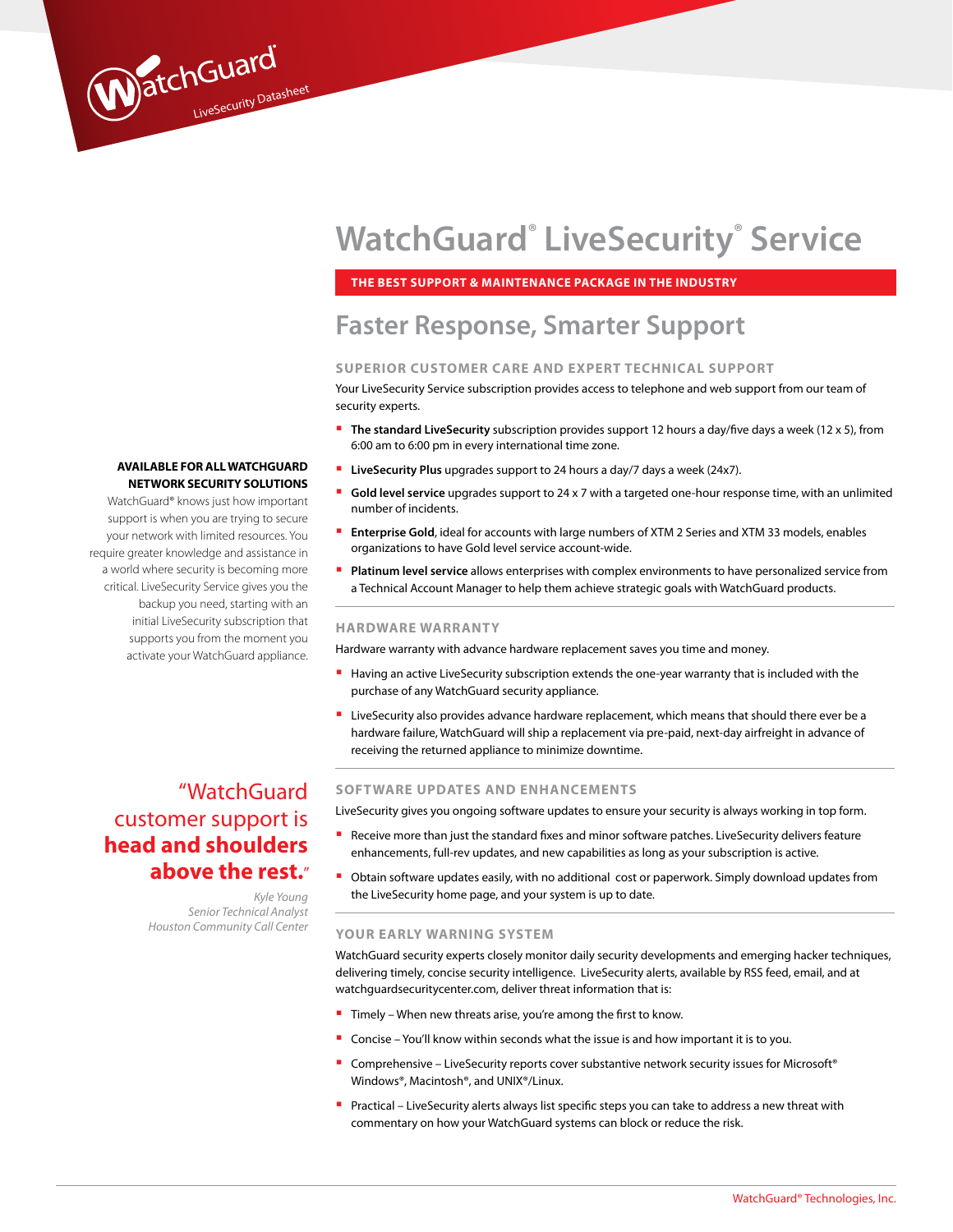# WatchGuard® LiveSecurity® Service

**THE BEST SUPPORT & MAINTENANCE PACKAGE IN THE INDUSTRY**

## Faster Response, Smarter Support

**AVAILABLE FOR ALL WATCHGUARD NETWORK SECURITY SOLUTIONS**

WatchGuard® knows just how important support is when you are trying to secure your network with limited resources. You require greater knowledge and assistance in a world where security is becoming more critical. LiveSecurity Service gives you the backup you need, starting with an initial LiveSecurity subscription that supports you from the moment you activate your WatchGuard appliance.

### SUPERIOR CUSTOMER CARE AND EXPERT TECHNICAL SUPPORT

Your LiveSecurity Service subscription provides access to telephone and web support from our team of security experts.

- **The standard LiveSecurity** subscription provides support 12 hours a day/five days a week (12 x 5), from 6:00 am to 6:00 pm in every international time zone.
- **LiveSecurity Plus** upgrades support to 24 hours a day/7 days a week (24x7).
- **Gold level service** upgrades support to 24 x 7 with a targeted one-hour response time, with an unlimited number of incidents.
- **Enterprise Gold**, ideal for accounts with large numbers of XTM 2 Series and XTM 33 models, enables organizations to have Gold level service account-wide.
- **Platinum level service** allows enterprises with complex environments to have personalized service from a Technical Account Manager to help them achieve strategic goals with WatchGuard products.

### HARDWARE WARRANTY

Hardware warranty with advance hardware replacement saves you time and money.

- Having an active LiveSecurity subscription extends the one-year warranty that is included with the purchase of any WatchGuard security appliance.
- LiveSecurity also provides advance hardware replacement, which means that should there ever be a hardware failure, WatchGuard will ship a replacement via pre-paid, next-day airfreight in advance of receiving the returned appliance to minimize downtime.

> "WatchGuard customer support is **head and shoulders above the rest.**"
>
> *Kyle Young*
> *Senior Technical Analyst*
> *Houston Community Call Center*

### SOFTWARE UPDATES AND ENHANCEMENTS

LiveSecurity gives you ongoing software updates to ensure your security is always working in top form.

- Receive more than just the standard fixes and minor software patches. LiveSecurity delivers feature enhancements, full-rev updates, and new capabilities as long as your subscription is active.
- Obtain software updates easily, with no additional cost or paperwork. Simply download updates from the LiveSecurity home page, and your system is up to date.

### YOUR EARLY WARNING SYSTEM

WatchGuard security experts closely monitor daily security developments and emerging hacker techniques, delivering timely, concise security intelligence. LiveSecurity alerts, available by RSS feed, email, and at watchguardsecuritycenter.com, deliver threat information that is:

- Timely – When new threats arise, you're among the first to know.
- Concise – You'll know within seconds what the issue is and how important it is to you.
- Comprehensive – LiveSecurity reports cover substantive network security issues for Microsoft® Windows®, Macintosh®, and UNIX®/Linux.
- Practical – LiveSecurity alerts always list specific steps you can take to address a new threat with commentary on how your WatchGuard systems can block or reduce the risk.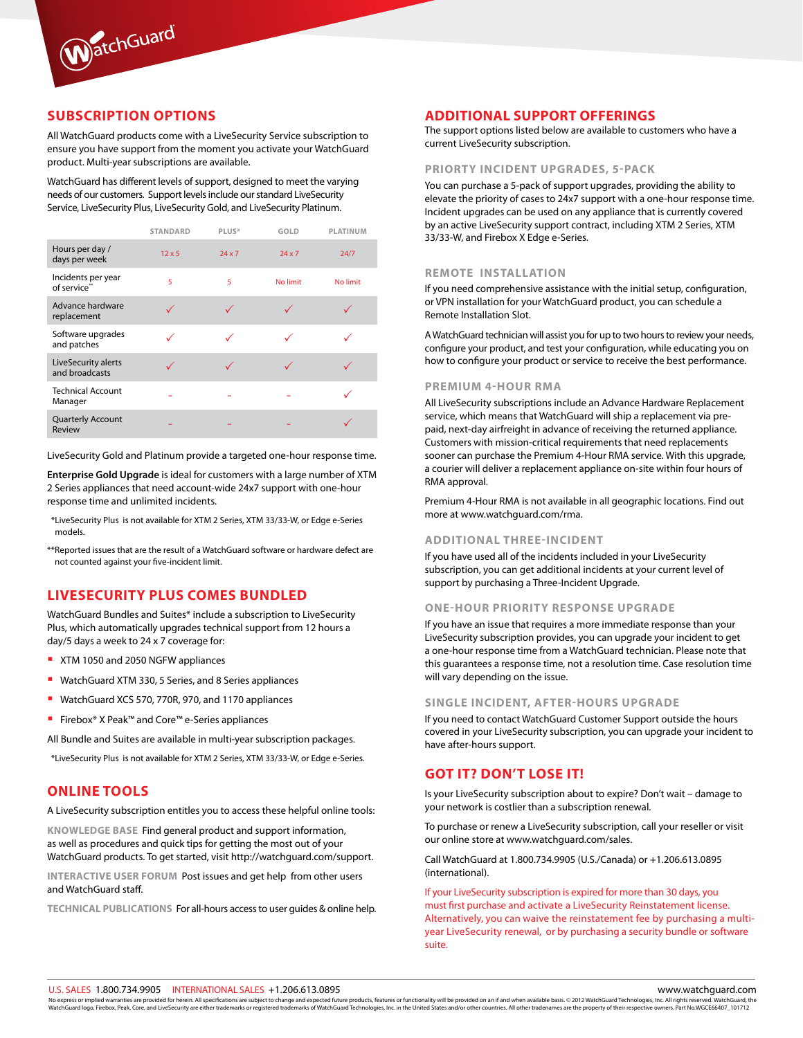## SUBSCRIPTION OPTIONS

All WatchGuard products come with a LiveSecurity Service subscription to ensure you have support from the moment you activate your WatchGuard product. Multi-year subscriptions are available.

WatchGuard has different levels of support, designed to meet the varying needs of our customers. Support levels include our standard LiveSecurity Service, LiveSecurity Plus, LiveSecurity Gold, and LiveSecurity Platinum.

| | STANDARD | PLUS* | GOLD | PLATINUM |
|---|---|---|---|---|
| Hours per day / days per week | 12 x 5 | 24 x 7 | 24 x 7 | 24/7 |
| Incidents per year of service** | 5 | 5 | No limit | No limit |
| Advance hardware replacement | ✓ | ✓ | ✓ | ✓ |
| Software upgrades and patches | ✓ | ✓ | ✓ | ✓ |
| LiveSecurity alerts and broadcasts | ✓ | ✓ | ✓ | ✓ |
| Technical Account Manager | – | – | – | ✓ |
| Quarterly Account Review | – | – | – | ✓ |

LiveSecurity Gold and Platinum provide a targeted one-hour response time.

**Enterprise Gold Upgrade** is ideal for customers with a large number of XTM 2 Series appliances that need account-wide 24x7 support with one-hour response time and unlimited incidents.

*LiveSecurity Plus is not available for XTM 2 Series, XTM 33/33-W, or Edge e-Series models.

**Reported issues that are the result of a WatchGuard software or hardware defect are not counted against your five-incident limit.

## LIVESECURITY PLUS COMES BUNDLED

WatchGuard Bundles and Suites* include a subscription to LiveSecurity Plus, which automatically upgrades technical support from 12 hours a day/5 days a week to 24 x 7 coverage for:

- XTM 1050 and 2050 NGFW appliances
- WatchGuard XTM 330, 5 Series, and 8 Series appliances
- WatchGuard XCS 570, 770R, 970, and 1170 appliances
- Firebox® X Peak™ and Core™ e-Series appliances

All Bundle and Suites are available in multi-year subscription packages.

*LiveSecurity Plus is not available for XTM 2 Series, XTM 33/33-W, or Edge e-Series.

## ONLINE TOOLS

A LiveSecurity subscription entitles you to access these helpful online tools:

**KNOWLEDGE BASE** Find general product and support information, as well as procedures and quick tips for getting the most out of your WatchGuard products. To get started, visit http://watchguard.com/support.

**INTERACTIVE USER FORUM** Post issues and get help from other users and WatchGuard staff.

**TECHNICAL PUBLICATIONS** For all-hours access to user guides & online help.

## ADDITIONAL SUPPORT OFFERINGS

The support options listed below are available to customers who have a current LiveSecurity subscription.

### PRIORTY INCIDENT UPGRADES, 5-PACK

You can purchase a 5-pack of support upgrades, providing the ability to elevate the priority of cases to 24x7 support with a one-hour response time. Incident upgrades can be used on any appliance that is currently covered by an active LiveSecurity support contract, including XTM 2 Series, XTM 33/33-W, and Firebox X Edge e-Series.

### REMOTE INSTALLATION

If you need comprehensive assistance with the initial setup, configuration, or VPN installation for your WatchGuard product, you can schedule a Remote Installation Slot.

A WatchGuard technician will assist you for up to two hours to review your needs, configure your product, and test your configuration, while educating you on how to configure your product or service to receive the best performance.

### PREMIUM 4-HOUR RMA

All LiveSecurity subscriptions include an Advance Hardware Replacement service, which means that WatchGuard will ship a replacement via pre-paid, next-day airfreight in advance of receiving the returned appliance. Customers with mission-critical requirements that need replacements sooner can purchase the Premium 4-Hour RMA service. With this upgrade, a courier will deliver a replacement appliance on-site within four hours of RMA approval.

Premium 4-Hour RMA is not available in all geographic locations. Find out more at www.watchguard.com/rma.

### ADDITIONAL THREE-INCIDENT

If you have used all of the incidents included in your LiveSecurity subscription, you can get additional incidents at your current level of support by purchasing a Three-Incident Upgrade.

### ONE-HOUR PRIORITY RESPONSE UPGRADE

If you have an issue that requires a more immediate response than your LiveSecurity subscription provides, you can upgrade your incident to get a one-hour response time from a WatchGuard technician. Please note that this guarantees a response time, not a resolution time. Case resolution time will vary depending on the issue.

### SINGLE INCIDENT, AFTER-HOURS UPGRADE

If you need to contact WatchGuard Customer Support outside the hours covered in your LiveSecurity subscription, you can upgrade your incident to have after-hours support.

## GOT IT? DON'T LOSE IT!

Is your LiveSecurity subscription about to expire? Don't wait – damage to your network is costlier than a subscription renewal.

To purchase or renew a LiveSecurity subscription, call your reseller or visit our online store at www.watchguard.com/sales.

Call WatchGuard at 1.800.734.9905 (U.S./Canada) or +1.206.613.0895 (international).

If your LiveSecurity subscription is expired for more than 30 days, you must first purchase and activate a LiveSecurity Reinstatement license. Alternatively, you can waive the reinstatement fee by purchasing a multi-year LiveSecurity renewal, or by purchasing a security bundle or software suite.

U.S. SALES 1.800.734.9905 INTERNATIONAL SALES +1.206.613.0895 www.watchguard.com

No express or implied warranties are provided for herein. All specifications are subject to change and expected future products, features or functionality will be provided on an if and when available basis. © 2012 WatchGuard Technologies, Inc. All rights reserved. WatchGuard, the WatchGuard logo, Firebox, Peak, Core, and LiveSecurity are either trademarks or registered trademarks of WatchGuard Technologies, Inc. in the United States and/or other countries. All other tradenames are the property of their respective owners. Part No.WGCE66407_101712